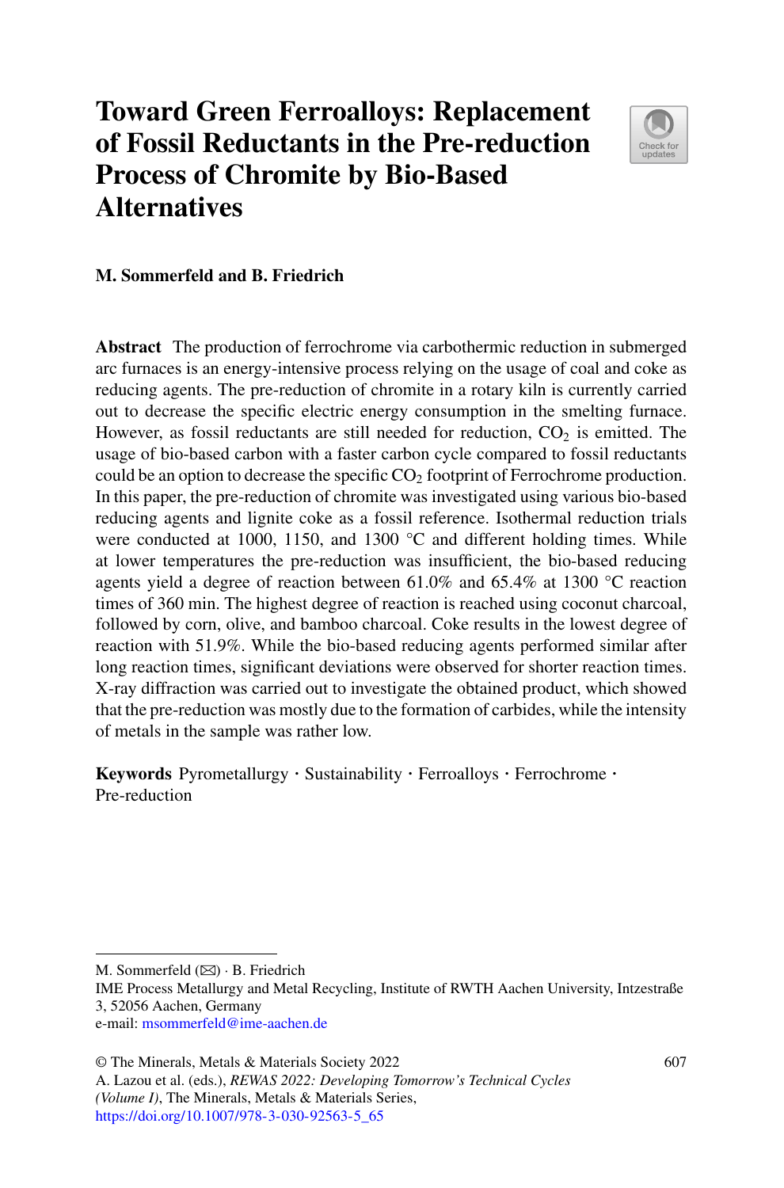# Toward Green Ferroalloys: Replacement of Fossil Reductants in the Pre-reduction Process of Chromite by Bio-Based Alternatives

**M. Sommerfeld and B. Friedrich**

**Abstract** The production of ferrochrome via carbothermic reduction in submerged arc furnaces is an energy-intensive process relying on the usage of coal and coke as reducing agents. The pre-reduction of chromite in a rotary kiln is currently carried out to decrease the specific electric energy consumption in the smelting furnace. However, as fossil reductants are still needed for reduction, $CO_2$ is emitted. The usage of bio-based carbon with a faster carbon cycle compared to fossil reductants could be an option to decrease the specific $CO_2$ footprint of Ferrochrome production. In this paper, the pre-reduction of chromite was investigated using various bio-based reducing agents and lignite coke as a fossil reference. Isothermal reduction trials were conducted at 1000, 1150, and 1300 °C and different holding times. While at lower temperatures the pre-reduction was insufficient, the bio-based reducing agents yield a degree of reaction between 61.0% and 65.4% at 1300 °C reaction times of 360 min. The highest degree of reaction is reached using coconut charcoal, followed by corn, olive, and bamboo charcoal. Coke results in the lowest degree of reaction with 51.9%. While the bio-based reducing agents performed similar after long reaction times, significant deviations were observed for shorter reaction times. X-ray diffraction was carried out to investigate the obtained product, which showed that the pre-reduction was mostly due to the formation of carbides, while the intensity of metals in the sample was rather low.

**Keywords** Pyrometallurgy · Sustainability · Ferroalloys · Ferrochrome · Pre-reduction

---

M. Sommerfeld (✉) · B. Friedrich
IME Process Metallurgy and Metal Recycling, Institute of RWTH Aachen University, Intzestraße 3, 52056 Aachen, Germany
e-mail: msommerfeld@ime-aachen.de

© The Minerals, Metals & Materials Society 2022
A. Lazou et al. (eds.), *REWAS 2022: Developing Tomorrow's Technical Cycles (Volume I)*, The Minerals, Metals & Materials Series,
https://doi.org/10.1007/978-3-030-92563-5_65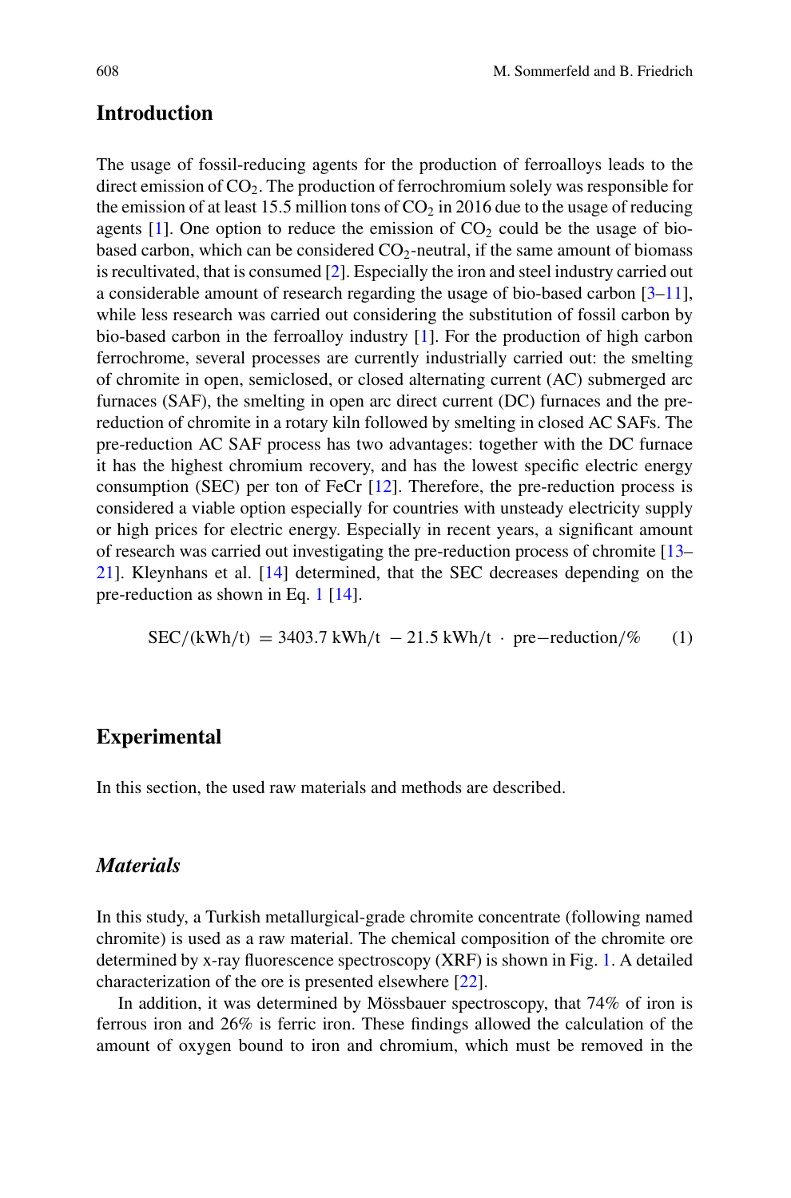## Introduction

The usage of fossil-reducing agents for the production of ferroalloys leads to the direct emission of $CO_2$. The production of ferrochromium solely was responsible for the emission of at least 15.5 million tons of $CO_2$ in 2016 due to the usage of reducing agents [1]. One option to reduce the emission of $CO_2$ could be the usage of bio-based carbon, which can be considered $CO_2$-neutral, if the same amount of biomass is recultivated, that is consumed [2]. Especially the iron and steel industry carried out a considerable amount of research regarding the usage of bio-based carbon [3–11], while less research was carried out considering the substitution of fossil carbon by bio-based carbon in the ferroalloy industry [1]. For the production of high carbon ferrochrome, several processes are currently industrially carried out: the smelting of chromite in open, semiclosed, or closed alternating current (AC) submerged arc furnaces (SAF), the smelting in open arc direct current (DC) furnaces and the pre-reduction of chromite in a rotary kiln followed by smelting in closed AC SAFs. The pre-reduction AC SAF process has two advantages: together with the DC furnace it has the highest chromium recovery, and has the lowest specific electric energy consumption (SEC) per ton of FeCr [12]. Therefore, the pre-reduction process is considered a viable option especially for countries with unsteady electricity supply or high prices for electric energy. Especially in recent years, a significant amount of research was carried out investigating the pre-reduction process of chromite [13–21]. Kleynhans et al. [14] determined, that the SEC decreases depending on the pre-reduction as shown in Eq. 1 [14].

$$\mathrm{SEC}/(\mathrm{kWh/t}) = 3403.7\ \mathrm{kWh/t} - 21.5\ \mathrm{kWh/t} \cdot \mathrm{pre{-}reduction}/\% \tag{1}$$

## Experimental

In this section, the used raw materials and methods are described.

### *Materials*

In this study, a Turkish metallurgical-grade chromite concentrate (following named chromite) is used as a raw material. The chemical composition of the chromite ore determined by x-ray fluorescence spectroscopy (XRF) is shown in Fig. 1. A detailed characterization of the ore is presented elsewhere [22].

In addition, it was determined by Mössbauer spectroscopy, that 74% of iron is ferrous iron and 26% is ferric iron. These findings allowed the calculation of the amount of oxygen bound to iron and chromium, which must be removed in the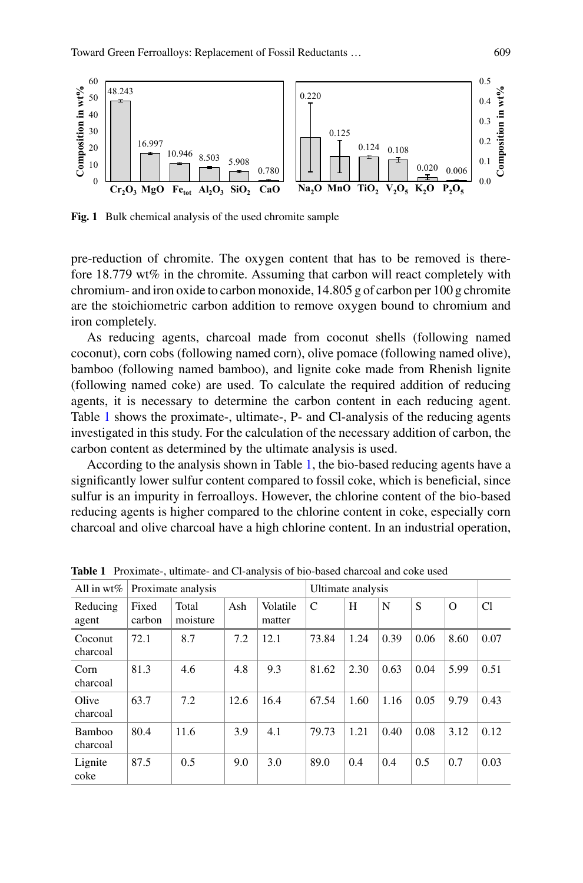**Fig. 1** Bulk chemical analysis of the used chromite sample

pre-reduction of chromite. The oxygen content that has to be removed is therefore 18.779 wt% in the chromite. Assuming that carbon will react completely with chromium- and iron oxide to carbon monoxide, 14.805 g of carbon per 100 g chromite are the stoichiometric carbon addition to remove oxygen bound to chromium and iron completely.

As reducing agents, charcoal made from coconut shells (following named coconut), corn cobs (following named corn), olive pomace (following named olive), bamboo (following named bamboo), and lignite coke made from Rhenish lignite (following named coke) are used. To calculate the required addition of reducing agents, it is necessary to determine the carbon content in each reducing agent. Table 1 shows the proximate-, ultimate-, P- and Cl-analysis of the reducing agents investigated in this study. For the calculation of the necessary addition of carbon, the carbon content as determined by the ultimate analysis is used.

According to the analysis shown in Table 1, the bio-based reducing agents have a significantly lower sulfur content compared to fossil coke, which is beneficial, since sulfur is an impurity in ferroalloys. However, the chlorine content of the bio-based reducing agents is higher compared to the chlorine content in coke, especially corn charcoal and olive charcoal have a high chlorine content. In an industrial operation,

**Table 1** Proximate-, ultimate- and Cl-analysis of bio-based charcoal and coke used

| All in wt% | Proximate analysis | | | | Ultimate analysis | | | | | |
|---|---|---|---|---|---|---|---|---|---|---|
| Reducing agent | Fixed carbon | Total moisture | Ash | Volatile matter | C | H | N | S | O | Cl |
| Coconut charcoal | 72.1 | 8.7 | 7.2 | 12.1 | 73.84 | 1.24 | 0.39 | 0.06 | 8.60 | 0.07 |
| Corn charcoal | 81.3 | 4.6 | 4.8 | 9.3 | 81.62 | 2.30 | 0.63 | 0.04 | 5.99 | 0.51 |
| Olive charcoal | 63.7 | 7.2 | 12.6 | 16.4 | 67.54 | 1.60 | 1.16 | 0.05 | 9.79 | 0.43 |
| Bamboo charcoal | 80.4 | 11.6 | 3.9 | 4.1 | 79.73 | 1.21 | 0.40 | 0.08 | 3.12 | 0.12 |
| Lignite coke | 87.5 | 0.5 | 9.0 | 3.0 | 89.0 | 0.4 | 0.4 | 0.5 | 0.7 | 0.03 |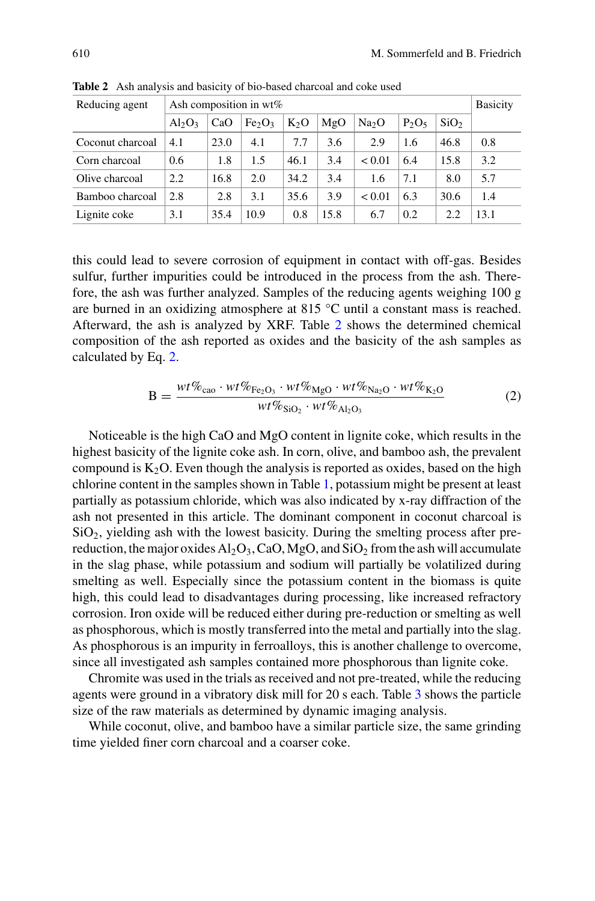**Table 2** Ash analysis and basicity of bio-based charcoal and coke used

| Reducing agent | Ash composition in wt% | | | | | | | | Basicity |
|---|---|---|---|---|---|---|---|---|---|
| | $Al_2O_3$ | CaO | $Fe_2O_3$ | $K_2O$ | MgO | $Na_2O$ | $P_2O_5$ | $SiO_2$ | |
| Coconut charcoal | 4.1 | 23.0 | 4.1 | 7.7 | 3.6 | 2.9 | 1.6 | 46.8 | 0.8 |
| Corn charcoal | 0.6 | 1.8 | 1.5 | 46.1 | 3.4 | < 0.01 | 6.4 | 15.8 | 3.2 |
| Olive charcoal | 2.2 | 16.8 | 2.0 | 34.2 | 3.4 | 1.6 | 7.1 | 8.0 | 5.7 |
| Bamboo charcoal | 2.8 | 2.8 | 3.1 | 35.6 | 3.9 | < 0.01 | 6.3 | 30.6 | 1.4 |
| Lignite coke | 3.1 | 35.4 | 10.9 | 0.8 | 15.8 | 6.7 | 0.2 | 2.2 | 13.1 |

this could lead to severe corrosion of equipment in contact with off-gas. Besides sulfur, further impurities could be introduced in the process from the ash. Therefore, the ash was further analyzed. Samples of the reducing agents weighing 100 g are burned in an oxidizing atmosphere at 815 °C until a constant mass is reached. Afterward, the ash is analyzed by XRF. Table 2 shows the determined chemical composition of the ash reported as oxides and the basicity of the ash samples as calculated by Eq. 2.

$$B = \frac{wt\%_{cao} \cdot wt\%_{Fe_2O_3} \cdot wt\%_{MgO} \cdot wt\%_{Na_2O} \cdot wt\%_{K_2O}}{wt\%_{SiO_2} \cdot wt\%_{Al_2O_3}} \quad (2)$$

Noticeable is the high CaO and MgO content in lignite coke, which results in the highest basicity of the lignite coke ash. In corn, olive, and bamboo ash, the prevalent compound is $K_2O$. Even though the analysis is reported as oxides, based on the high chlorine content in the samples shown in Table 1, potassium might be present at least partially as potassium chloride, which was also indicated by x-ray diffraction of the ash not presented in this article. The dominant component in coconut charcoal is $SiO_2$, yielding ash with the lowest basicity. During the smelting process after pre-reduction, the major oxides $Al_2O_3$, CaO, MgO, and $SiO_2$ from the ash will accumulate in the slag phase, while potassium and sodium will partially be volatilized during smelting as well. Especially since the potassium content in the biomass is quite high, this could lead to disadvantages during processing, like increased refractory corrosion. Iron oxide will be reduced either during pre-reduction or smelting as well as phosphorous, which is mostly transferred into the metal and partially into the slag. As phosphorous is an impurity in ferroalloys, this is another challenge to overcome, since all investigated ash samples contained more phosphorous than lignite coke.

Chromite was used in the trials as received and not pre-treated, while the reducing agents were ground in a vibratory disk mill for 20 s each. Table 3 shows the particle size of the raw materials as determined by dynamic imaging analysis.

While coconut, olive, and bamboo have a similar particle size, the same grinding time yielded finer corn charcoal and a coarser coke.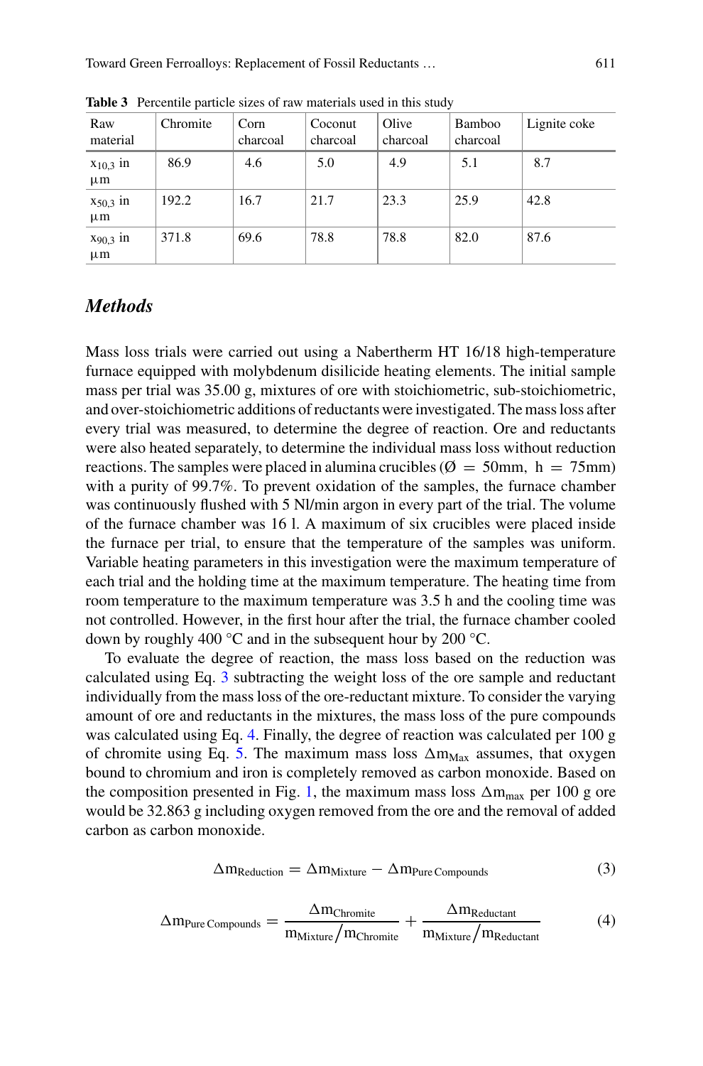**Table 3** Percentile particle sizes of raw materials used in this study

| Raw material | Chromite | Corn charcoal | Coconut charcoal | Olive charcoal | Bamboo charcoal | Lignite coke |
|---|---|---|---|---|---|---|
| $x_{10,3}$ in µm | 86.9 | 4.6 | 5.0 | 4.9 | 5.1 | 8.7 |
| $x_{50,3}$ in µm | 192.2 | 16.7 | 21.7 | 23.3 | 25.9 | 42.8 |
| $x_{90,3}$ in µm | 371.8 | 69.6 | 78.8 | 78.8 | 82.0 | 87.6 |

### *Methods*

Mass loss trials were carried out using a Nabertherm HT 16/18 high-temperature furnace equipped with molybdenum disilicide heating elements. The initial sample mass per trial was 35.00 g, mixtures of ore with stoichiometric, sub-stoichiometric, and over-stoichiometric additions of reductants were investigated. The mass loss after every trial was measured, to determine the degree of reaction. Ore and reductants were also heated separately, to determine the individual mass loss without reduction reactions. The samples were placed in alumina crucibles ($\varnothing = 50\text{mm},\ h = 75\text{mm}$) with a purity of 99.7%. To prevent oxidation of the samples, the furnace chamber was continuously flushed with 5 Nl/min argon in every part of the trial. The volume of the furnace chamber was 16 l. A maximum of six crucibles were placed inside the furnace per trial, to ensure that the temperature of the samples was uniform. Variable heating parameters in this investigation were the maximum temperature of each trial and the holding time at the maximum temperature. The heating time from room temperature to the maximum temperature was 3.5 h and the cooling time was not controlled. However, in the first hour after the trial, the furnace chamber cooled down by roughly 400 °C and in the subsequent hour by 200 °C.

To evaluate the degree of reaction, the mass loss based on the reduction was calculated using Eq. 3 subtracting the weight loss of the ore sample and reductant individually from the mass loss of the ore-reductant mixture. To consider the varying amount of ore and reductants in the mixtures, the mass loss of the pure compounds was calculated using Eq. 4. Finally, the degree of reaction was calculated per 100 g of chromite using Eq. 5. The maximum mass loss $\Delta m_{Max}$ assumes, that oxygen bound to chromium and iron is completely removed as carbon monoxide. Based on the composition presented in Fig. 1, the maximum mass loss $\Delta m_{max}$ per 100 g ore would be 32.863 g including oxygen removed from the ore and the removal of added carbon as carbon monoxide.

$$\Delta m_{Reduction} = \Delta m_{Mixture} - \Delta m_{Pure\ Compounds} \tag{3}$$

$$\Delta m_{Pure\ Compounds} = \frac{\Delta m_{Chromite}}{m_{Mixture}/m_{Chromite}} + \frac{\Delta m_{Reductant}}{m_{Mixture}/m_{Reductant}} \tag{4}$$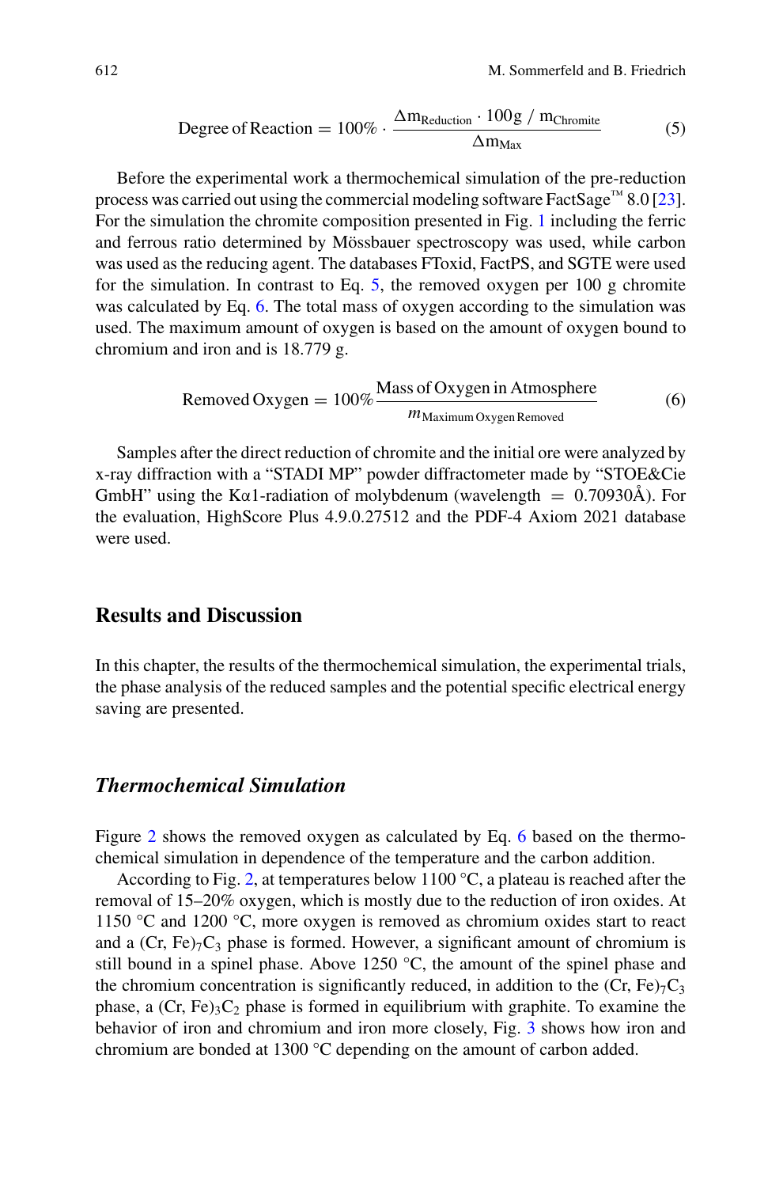$$\text{Degree of Reaction} = 100\% \cdot \frac{\Delta m_{\text{Reduction}} \cdot 100\text{g} \ / \ m_{\text{Chromite}}}{\Delta m_{\text{Max}}} \tag{5}$$

Before the experimental work a thermochemical simulation of the pre-reduction process was carried out using the commercial modeling software FactSage™ 8.0 [23]. For the simulation the chromite composition presented in Fig. 1 including the ferric and ferrous ratio determined by Mössbauer spectroscopy was used, while carbon was used as the reducing agent. The databases FToxid, FactPS, and SGTE were used for the simulation. In contrast to Eq. 5, the removed oxygen per 100 g chromite was calculated by Eq. 6. The total mass of oxygen according to the simulation was used. The maximum amount of oxygen is based on the amount of oxygen bound to chromium and iron and is 18.779 g.

$$\text{Removed Oxygen} = 100\% \frac{\text{Mass of Oxygen in Atmosphere}}{m_{\text{Maximum Oxygen Removed}}} \tag{6}$$

Samples after the direct reduction of chromite and the initial ore were analyzed by x-ray diffraction with a "STADI MP" powder diffractometer made by "STOE&Cie GmbH" using the Kα1-radiation of molybdenum (wavelength = 0.70930Å). For the evaluation, HighScore Plus 4.9.0.27512 and the PDF-4 Axiom 2021 database were used.

## Results and Discussion

In this chapter, the results of the thermochemical simulation, the experimental trials, the phase analysis of the reduced samples and the potential specific electrical energy saving are presented.

### *Thermochemical Simulation*

Figure 2 shows the removed oxygen as calculated by Eq. 6 based on the thermochemical simulation in dependence of the temperature and the carbon addition.

According to Fig. 2, at temperatures below 1100 °C, a plateau is reached after the removal of 15–20% oxygen, which is mostly due to the reduction of iron oxides. At 1150 °C and 1200 °C, more oxygen is removed as chromium oxides start to react and a $(Cr, Fe)_7C_3$ phase is formed. However, a significant amount of chromium is still bound in a spinel phase. Above 1250 °C, the amount of the spinel phase and the chromium concentration is significantly reduced, in addition to the $(Cr, Fe)_7C_3$ phase, a $(Cr, Fe)_3C_2$ phase is formed in equilibrium with graphite. To examine the behavior of iron and chromium and iron more closely, Fig. 3 shows how iron and chromium are bonded at 1300 °C depending on the amount of carbon added.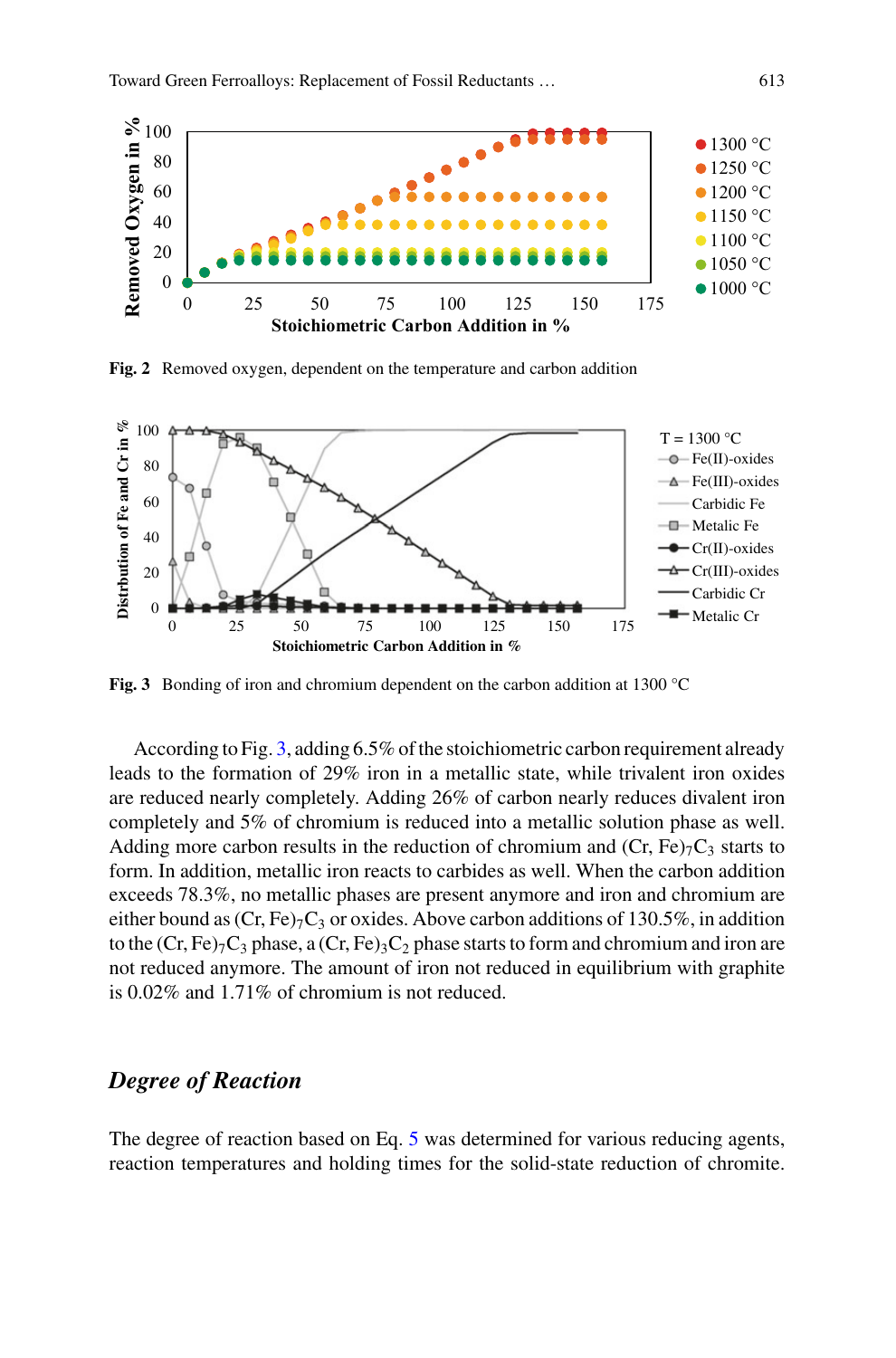Fig. 2 Removed oxygen, dependent on the temperature and carbon addition

Fig. 3 Bonding of iron and chromium dependent on the carbon addition at 1300 °C

According to Fig. 3, adding 6.5% of the stoichiometric carbon requirement already leads to the formation of 29% iron in a metallic state, while trivalent iron oxides are reduced nearly completely. Adding 26% of carbon nearly reduces divalent iron completely and 5% of chromium is reduced into a metallic solution phase as well. Adding more carbon results in the reduction of chromium and $(Cr, Fe)_7C_3$ starts to form. In addition, metallic iron reacts to carbides as well. When the carbon addition exceeds 78.3%, no metallic phases are present anymore and iron and chromium are either bound as $(Cr, Fe)_7C_3$ or oxides. Above carbon additions of 130.5%, in addition to the $(Cr, Fe)_7C_3$ phase, a $(Cr, Fe)_3C_2$ phase starts to form and chromium and iron are not reduced anymore. The amount of iron not reduced in equilibrium with graphite is 0.02% and 1.71% of chromium is not reduced.

## *Degree of Reaction*

The degree of reaction based on Eq. 5 was determined for various reducing agents, reaction temperatures and holding times for the solid-state reduction of chromite.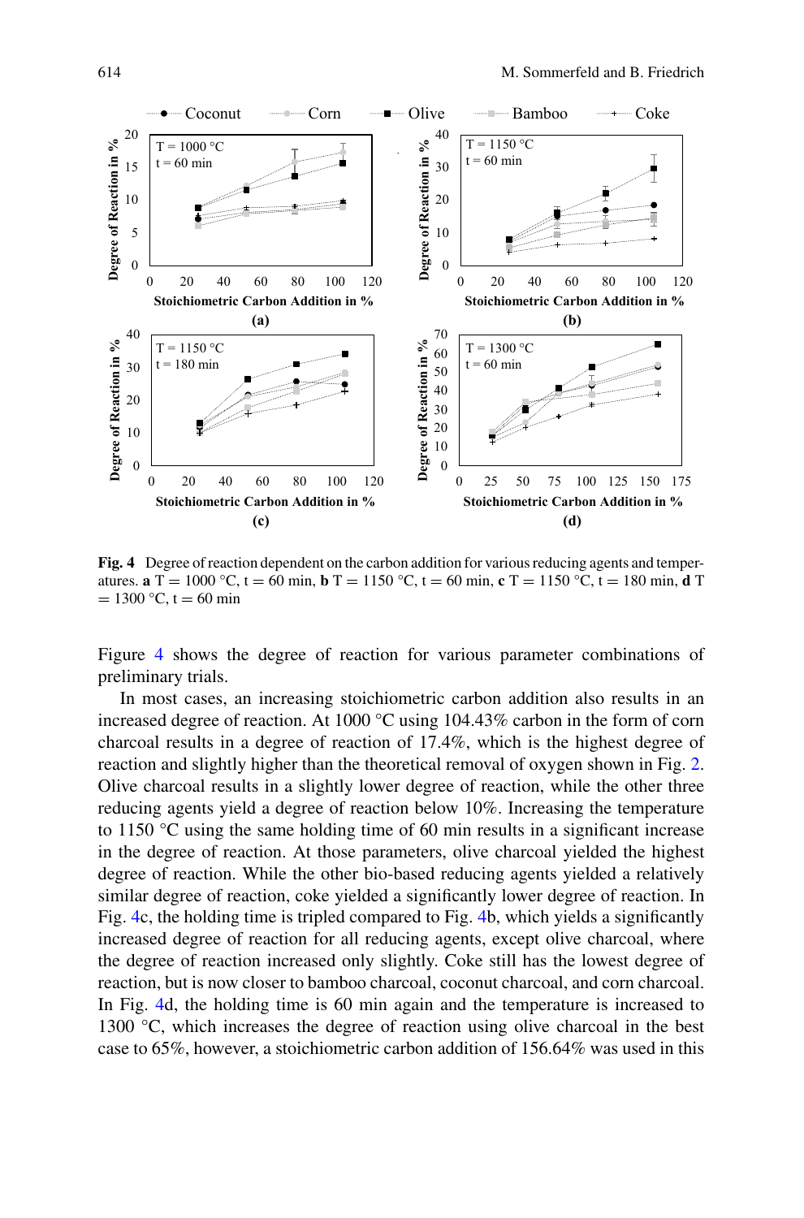Fig. 4 Degree of reaction dependent on the carbon addition for various reducing agents and temperatures. **a** T = 1000 °C, t = 60 min, **b** T = 1150 °C, t = 60 min, **c** T = 1150 °C, t = 180 min, **d** T = 1300 °C, t = 60 min

Figure 4 shows the degree of reaction for various parameter combinations of preliminary trials.

In most cases, an increasing stoichiometric carbon addition also results in an increased degree of reaction. At 1000 °C using 104.43% carbon in the form of corn charcoal results in a degree of reaction of 17.4%, which is the highest degree of reaction and slightly higher than the theoretical removal of oxygen shown in Fig. 2. Olive charcoal results in a slightly lower degree of reaction, while the other three reducing agents yield a degree of reaction below 10%. Increasing the temperature to 1150 °C using the same holding time of 60 min results in a significant increase in the degree of reaction. At those parameters, olive charcoal yielded the highest degree of reaction. While the other bio-based reducing agents yielded a relatively similar degree of reaction, coke yielded a significantly lower degree of reaction. In Fig. 4c, the holding time is tripled compared to Fig. 4b, which yields a significantly increased degree of reaction for all reducing agents, except olive charcoal, where the degree of reaction increased only slightly. Coke still has the lowest degree of reaction, but is now closer to bamboo charcoal, coconut charcoal, and corn charcoal. In Fig. 4d, the holding time is 60 min again and the temperature is increased to 1300 °C, which increases the degree of reaction using olive charcoal in the best case to 65%, however, a stoichiometric carbon addition of 156.64% was used in this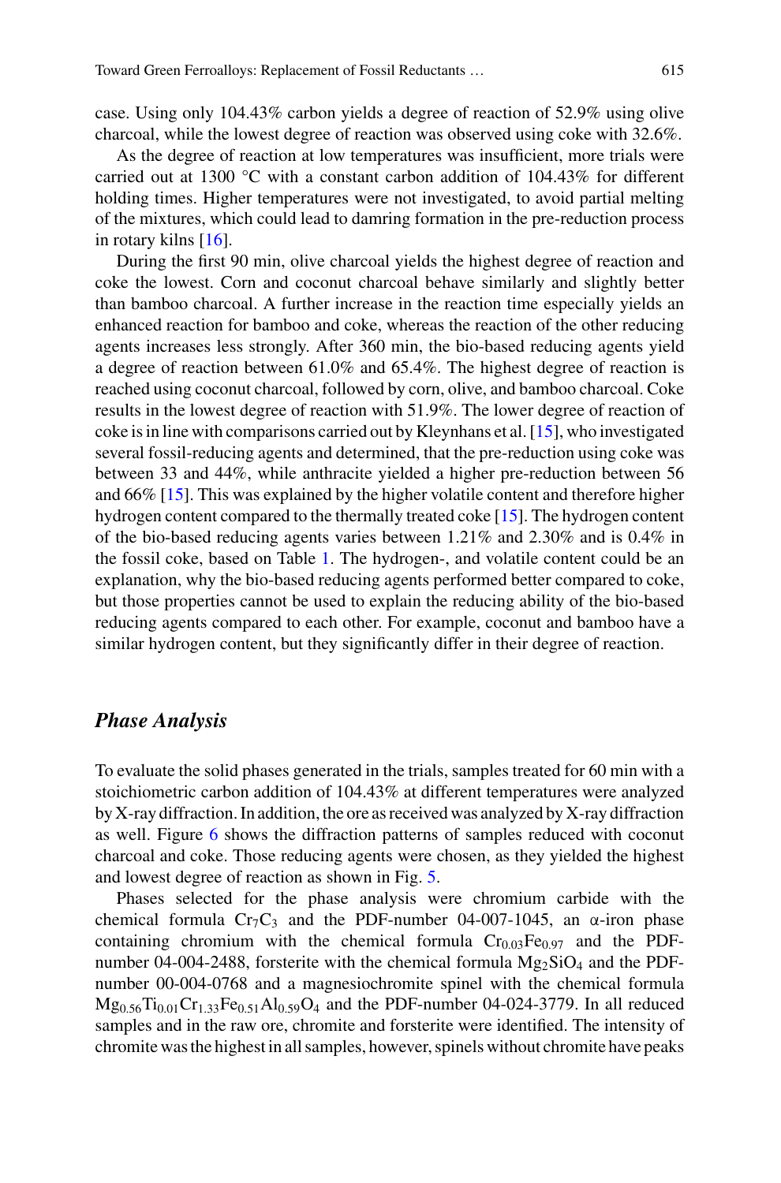case. Using only 104.43% carbon yields a degree of reaction of 52.9% using olive charcoal, while the lowest degree of reaction was observed using coke with 32.6%.

As the degree of reaction at low temperatures was insufficient, more trials were carried out at 1300 °C with a constant carbon addition of 104.43% for different holding times. Higher temperatures were not investigated, to avoid partial melting of the mixtures, which could lead to damring formation in the pre-reduction process in rotary kilns [16].

During the first 90 min, olive charcoal yields the highest degree of reaction and coke the lowest. Corn and coconut charcoal behave similarly and slightly better than bamboo charcoal. A further increase in the reaction time especially yields an enhanced reaction for bamboo and coke, whereas the reaction of the other reducing agents increases less strongly. After 360 min, the bio-based reducing agents yield a degree of reaction between 61.0% and 65.4%. The highest degree of reaction is reached using coconut charcoal, followed by corn, olive, and bamboo charcoal. Coke results in the lowest degree of reaction with 51.9%. The lower degree of reaction of coke is in line with comparisons carried out by Kleynhans et al. [15], who investigated several fossil-reducing agents and determined, that the pre-reduction using coke was between 33 and 44%, while anthracite yielded a higher pre-reduction between 56 and 66% [15]. This was explained by the higher volatile content and therefore higher hydrogen content compared to the thermally treated coke [15]. The hydrogen content of the bio-based reducing agents varies between 1.21% and 2.30% and is 0.4% in the fossil coke, based on Table 1. The hydrogen-, and volatile content could be an explanation, why the bio-based reducing agents performed better compared to coke, but those properties cannot be used to explain the reducing ability of the bio-based reducing agents compared to each other. For example, coconut and bamboo have a similar hydrogen content, but they significantly differ in their degree of reaction.

## *Phase Analysis*

To evaluate the solid phases generated in the trials, samples treated for 60 min with a stoichiometric carbon addition of 104.43% at different temperatures were analyzed by X-ray diffraction. In addition, the ore as received was analyzed by X-ray diffraction as well. Figure 6 shows the diffraction patterns of samples reduced with coconut charcoal and coke. Those reducing agents were chosen, as they yielded the highest and lowest degree of reaction as shown in Fig. 5.

Phases selected for the phase analysis were chromium carbide with the chemical formula $Cr_7C_3$ and the PDF-number 04-007-1045, an α-iron phase containing chromium with the chemical formula $Cr_{0.03}Fe_{0.97}$ and the PDF-number 04-004-2488, forsterite with the chemical formula $Mg_2SiO_4$ and the PDF-number 00-004-0768 and a magnesiochromite spinel with the chemical formula $Mg_{0.56}Ti_{0.01}Cr_{1.33}Fe_{0.51}Al_{0.59}O_4$ and the PDF-number 04-024-3779. In all reduced samples and in the raw ore, chromite and forsterite were identified. The intensity of chromite was the highest in all samples, however, spinels without chromite have peaks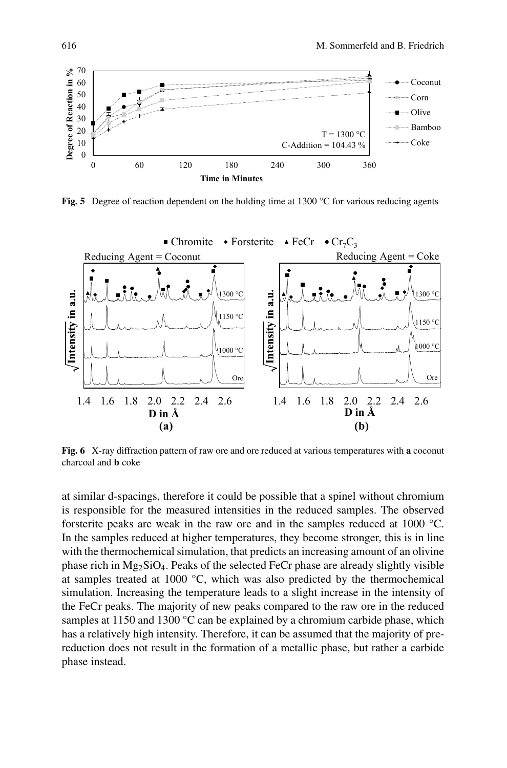**Fig. 5** Degree of reaction dependent on the holding time at 1300 °C for various reducing agents

**Fig. 6** X-ray diffraction pattern of raw ore and ore reduced at various temperatures with **a** coconut charcoal and **b** coke

at similar d-spacings, therefore it could be possible that a spinel without chromium is responsible for the measured intensities in the reduced samples. The observed forsterite peaks are weak in the raw ore and in the samples reduced at 1000 °C. In the samples reduced at higher temperatures, they become stronger, this is in line with the thermochemical simulation, that predicts an increasing amount of an olivine phase rich in $Mg_2SiO_4$. Peaks of the selected FeCr phase are already slightly visible at samples treated at 1000 °C, which was also predicted by the thermochemical simulation. Increasing the temperature leads to a slight increase in the intensity of the FeCr peaks. The majority of new peaks compared to the raw ore in the reduced samples at 1150 and 1300 °C can be explained by a chromium carbide phase, which has a relatively high intensity. Therefore, it can be assumed that the majority of pre-reduction does not result in the formation of a metallic phase, but rather a carbide phase instead.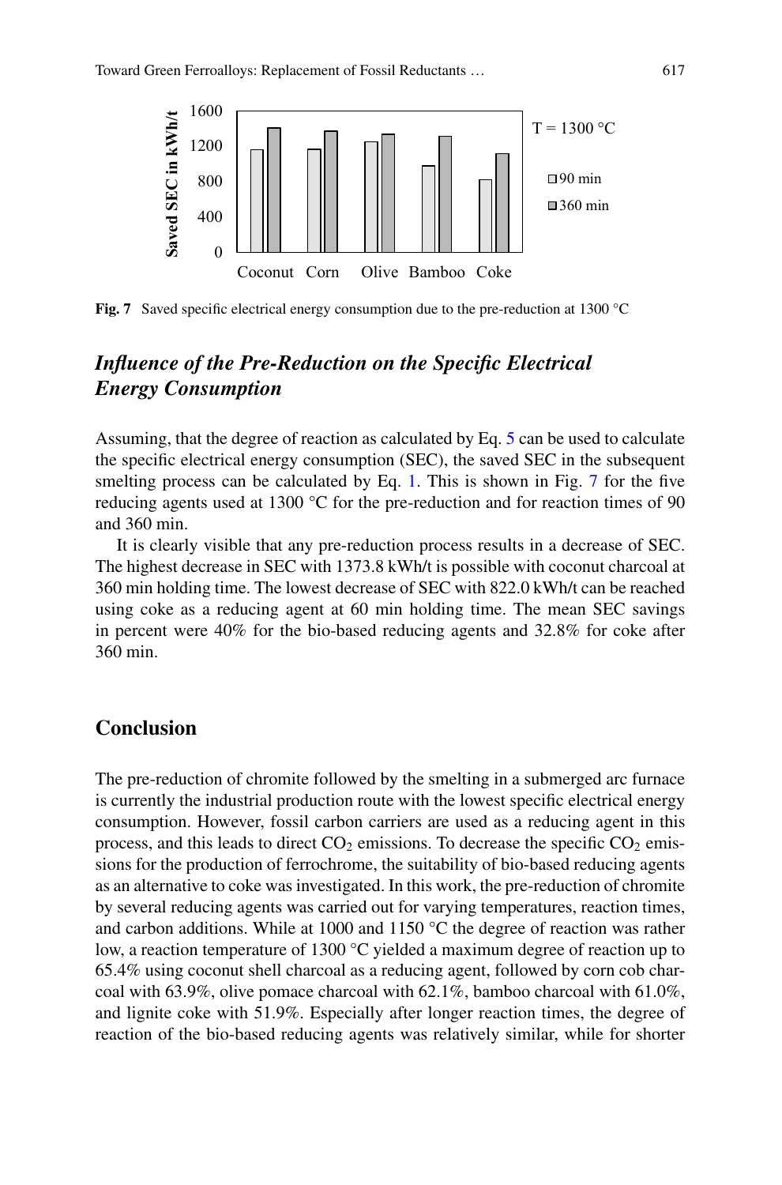Fig. 7 Saved specific electrical energy consumption due to the pre-reduction at 1300 °C

### *Influence of the Pre-Reduction on the Specific Electrical Energy Consumption*

Assuming, that the degree of reaction as calculated by Eq. 5 can be used to calculate the specific electrical energy consumption (SEC), the saved SEC in the subsequent smelting process can be calculated by Eq. 1. This is shown in Fig. 7 for the five reducing agents used at 1300 °C for the pre-reduction and for reaction times of 90 and 360 min.

It is clearly visible that any pre-reduction process results in a decrease of SEC. The highest decrease in SEC with 1373.8 kWh/t is possible with coconut charcoal at 360 min holding time. The lowest decrease of SEC with 822.0 kWh/t can be reached using coke as a reducing agent at 60 min holding time. The mean SEC savings in percent were 40% for the bio-based reducing agents and 32.8% for coke after 360 min.

## Conclusion

The pre-reduction of chromite followed by the smelting in a submerged arc furnace is currently the industrial production route with the lowest specific electrical energy consumption. However, fossil carbon carriers are used as a reducing agent in this process, and this leads to direct $CO_2$ emissions. To decrease the specific $CO_2$ emissions for the production of ferrochrome, the suitability of bio-based reducing agents as an alternative to coke was investigated. In this work, the pre-reduction of chromite by several reducing agents was carried out for varying temperatures, reaction times, and carbon additions. While at 1000 and 1150 °C the degree of reaction was rather low, a reaction temperature of 1300 °C yielded a maximum degree of reaction up to 65.4% using coconut shell charcoal as a reducing agent, followed by corn cob charcoal with 63.9%, olive pomace charcoal with 62.1%, bamboo charcoal with 61.0%, and lignite coke with 51.9%. Especially after longer reaction times, the degree of reaction of the bio-based reducing agents was relatively similar, while for shorter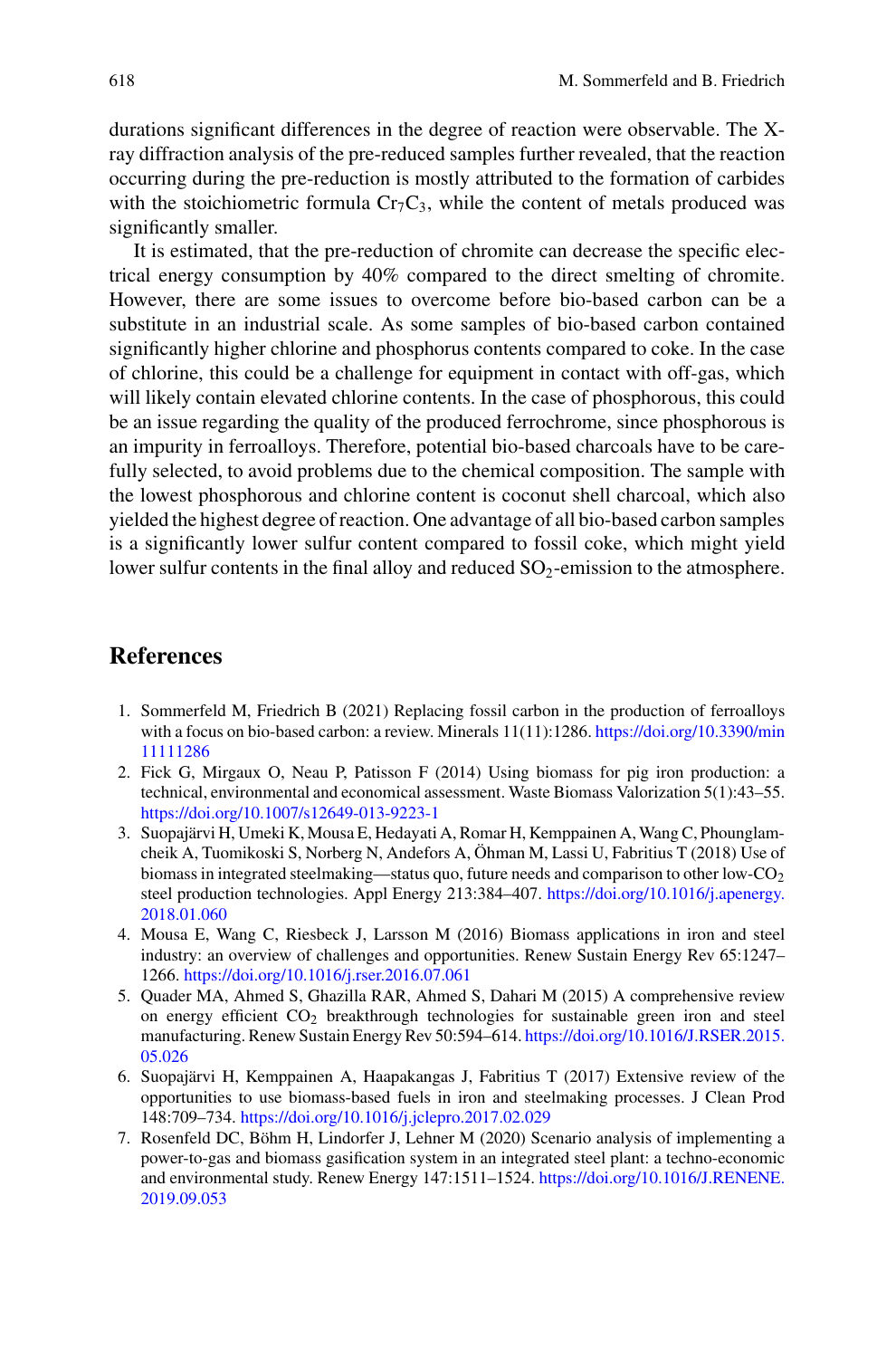durations significant differences in the degree of reaction were observable. The X-ray diffraction analysis of the pre-reduced samples further revealed, that the reaction occurring during the pre-reduction is mostly attributed to the formation of carbides with the stoichiometric formula $Cr_7C_3$, while the content of metals produced was significantly smaller.

It is estimated, that the pre-reduction of chromite can decrease the specific electrical energy consumption by 40% compared to the direct smelting of chromite. However, there are some issues to overcome before bio-based carbon can be a substitute in an industrial scale. As some samples of bio-based carbon contained significantly higher chlorine and phosphorus contents compared to coke. In the case of chlorine, this could be a challenge for equipment in contact with off-gas, which will likely contain elevated chlorine contents. In the case of phosphorous, this could be an issue regarding the quality of the produced ferrochrome, since phosphorous is an impurity in ferroalloys. Therefore, potential bio-based charcoals have to be carefully selected, to avoid problems due to the chemical composition. The sample with the lowest phosphorous and chlorine content is coconut shell charcoal, which also yielded the highest degree of reaction. One advantage of all bio-based carbon samples is a significantly lower sulfur content compared to fossil coke, which might yield lower sulfur contents in the final alloy and reduced $SO_2$-emission to the atmosphere.

## References

1. Sommerfeld M, Friedrich B (2021) Replacing fossil carbon in the production of ferroalloys with a focus on bio-based carbon: a review. Minerals 11(11):1286. https://doi.org/10.3390/min11111286
2. Fick G, Mirgaux O, Neau P, Patisson F (2014) Using biomass for pig iron production: a technical, environmental and economical assessment. Waste Biomass Valorization 5(1):43–55. https://doi.org/10.1007/s12649-013-9223-1
3. Suopajärvi H, Umeki K, Mousa E, Hedayati A, Romar H, Kemppainen A, Wang C, Phounglamcheik A, Tuomikoski S, Norberg N, Andefors A, Öhman M, Lassi U, Fabritius T (2018) Use of biomass in integrated steelmaking—status quo, future needs and comparison to other low-$CO_2$ steel production technologies. Appl Energy 213:384–407. https://doi.org/10.1016/j.apenergy.2018.01.060
4. Mousa E, Wang C, Riesbeck J, Larsson M (2016) Biomass applications in iron and steel industry: an overview of challenges and opportunities. Renew Sustain Energy Rev 65:1247–1266. https://doi.org/10.1016/j.rser.2016.07.061
5. Quader MA, Ahmed S, Ghazilla RAR, Ahmed S, Dahari M (2015) A comprehensive review on energy efficient $CO_2$ breakthrough technologies for sustainable green iron and steel manufacturing. Renew Sustain Energy Rev 50:594–614. https://doi.org/10.1016/J.RSER.2015.05.026
6. Suopajärvi H, Kemppainen A, Haapakangas J, Fabritius T (2017) Extensive review of the opportunities to use biomass-based fuels in iron and steelmaking processes. J Clean Prod 148:709–734. https://doi.org/10.1016/j.jclepro.2017.02.029
7. Rosenfeld DC, Böhm H, Lindorfer J, Lehner M (2020) Scenario analysis of implementing a power-to-gas and biomass gasification system in an integrated steel plant: a techno-economic and environmental study. Renew Energy 147:1511–1524. https://doi.org/10.1016/J.RENENE.2019.09.053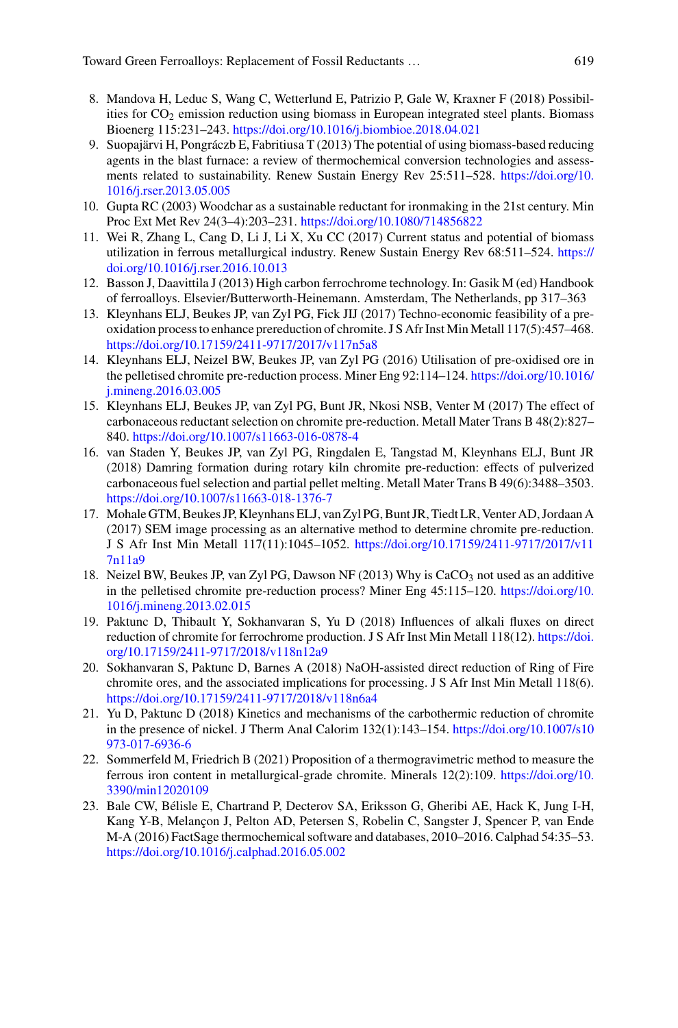8. Mandova H, Leduc S, Wang C, Wetterlund E, Patrizio P, Gale W, Kraxner F (2018) Possibilities for $CO_2$ emission reduction using biomass in European integrated steel plants. Biomass Bioenerg 115:231–243. https://doi.org/10.1016/j.biombioe.2018.04.021
9. Suopajärvi H, Pongráczb E, Fabritiusa T (2013) The potential of using biomass-based reducing agents in the blast furnace: a review of thermochemical conversion technologies and assessments related to sustainability. Renew Sustain Energy Rev 25:511–528. https://doi.org/10.1016/j.rser.2013.05.005
10. Gupta RC (2003) Woodchar as a sustainable reductant for ironmaking in the 21st century. Min Proc Ext Met Rev 24(3–4):203–231. https://doi.org/10.1080/714856822
11. Wei R, Zhang L, Cang D, Li J, Li X, Xu CC (2017) Current status and potential of biomass utilization in ferrous metallurgical industry. Renew Sustain Energy Rev 68:511–524. https://doi.org/10.1016/j.rser.2016.10.013
12. Basson J, Daavittila J (2013) High carbon ferrochrome technology. In: Gasik M (ed) Handbook of ferroalloys. Elsevier/Butterworth-Heinemann. Amsterdam, The Netherlands, pp 317–363
13. Kleynhans ELJ, Beukes JP, van Zyl PG, Fick JIJ (2017) Techno-economic feasibility of a pre-oxidation process to enhance prereduction of chromite. J S Afr Inst Min Metall 117(5):457–468. https://doi.org/10.17159/2411-9717/2017/v117n5a8
14. Kleynhans ELJ, Neizel BW, Beukes JP, van Zyl PG (2016) Utilisation of pre-oxidised ore in the pelletised chromite pre-reduction process. Miner Eng 92:114–124. https://doi.org/10.1016/j.mineng.2016.03.005
15. Kleynhans ELJ, Beukes JP, van Zyl PG, Bunt JR, Nkosi NSB, Venter M (2017) The effect of carbonaceous reductant selection on chromite pre-reduction. Metall Mater Trans B 48(2):827–840. https://doi.org/10.1007/s11663-016-0878-4
16. van Staden Y, Beukes JP, van Zyl PG, Ringdalen E, Tangstad M, Kleynhans ELJ, Bunt JR (2018) Damring formation during rotary kiln chromite pre-reduction: effects of pulverized carbonaceous fuel selection and partial pellet melting. Metall Mater Trans B 49(6):3488–3503. https://doi.org/10.1007/s11663-018-1376-7
17. Mohale GTM, Beukes JP, Kleynhans ELJ, van Zyl PG, Bunt JR, Tiedt LR, Venter AD, Jordaan A (2017) SEM image processing as an alternative method to determine chromite pre-reduction. J S Afr Inst Min Metall 117(11):1045–1052. https://doi.org/10.17159/2411-9717/2017/v117n11a9
18. Neizel BW, Beukes JP, van Zyl PG, Dawson NF (2013) Why is $CaCO_3$ not used as an additive in the pelletised chromite pre-reduction process? Miner Eng 45:115–120. https://doi.org/10.1016/j.mineng.2013.02.015
19. Paktunc D, Thibault Y, Sokhanvaran S, Yu D (2018) Influences of alkali fluxes on direct reduction of chromite for ferrochrome production. J S Afr Inst Min Metall 118(12). https://doi.org/10.17159/2411-9717/2018/v118n12a9
20. Sokhanvaran S, Paktunc D, Barnes A (2018) NaOH-assisted direct reduction of Ring of Fire chromite ores, and the associated implications for processing. J S Afr Inst Min Metall 118(6). https://doi.org/10.17159/2411-9717/2018/v118n6a4
21. Yu D, Paktunc D (2018) Kinetics and mechanisms of the carbothermic reduction of chromite in the presence of nickel. J Therm Anal Calorim 132(1):143–154. https://doi.org/10.1007/s10973-017-6936-6
22. Sommerfeld M, Friedrich B (2021) Proposition of a thermogravimetric method to measure the ferrous iron content in metallurgical-grade chromite. Minerals 12(2):109. https://doi.org/10.3390/min12020109
23. Bale CW, Bélisle E, Chartrand P, Decterov SA, Eriksson G, Gheribi AE, Hack K, Jung I-H, Kang Y-B, Melançon J, Pelton AD, Petersen S, Robelin C, Sangster J, Spencer P, van Ende M-A (2016) FactSage thermochemical software and databases, 2010–2016. Calphad 54:35–53. https://doi.org/10.1016/j.calphad.2016.05.002